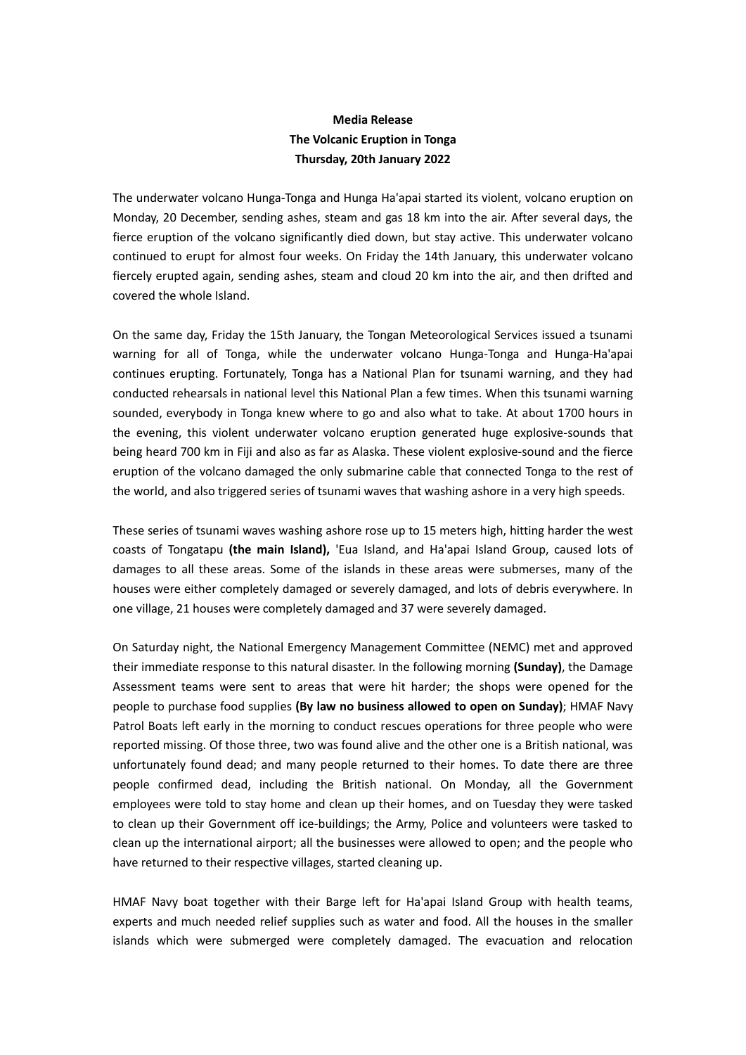**Media Release**
**The Volcanic Eruption in Tonga**
**Thursday, 20th January 2022**

The underwater volcano Hunga-Tonga and Hunga Ha'apai started its violent, volcano eruption on Monday, 20 December, sending ashes, steam and gas 18 km into the air. After several days, the fierce eruption of the volcano significantly died down, but stay active. This underwater volcano continued to erupt for almost four weeks. On Friday the 14th January, this underwater volcano fiercely erupted again, sending ashes, steam and cloud 20 km into the air, and then drifted and covered the whole Island.

On the same day, Friday the 15th January, the Tongan Meteorological Services issued a tsunami warning for all of Tonga, while the underwater volcano Hunga-Tonga and Hunga-Ha'apai continues erupting. Fortunately, Tonga has a National Plan for tsunami warning, and they had conducted rehearsals in national level this National Plan a few times. When this tsunami warning sounded, everybody in Tonga knew where to go and also what to take. At about 1700 hours in the evening, this violent underwater volcano eruption generated huge explosive-sounds that being heard 700 km in Fiji and also as far as Alaska. These violent explosive-sound and the fierce eruption of the volcano damaged the only submarine cable that connected Tonga to the rest of the world, and also triggered series of tsunami waves that washing ashore in a very high speeds.

These series of tsunami waves washing ashore rose up to 15 meters high, hitting harder the west coasts of Tongatapu **(the main Island),** 'Eua Island, and Ha'apai Island Group, caused lots of damages to all these areas. Some of the islands in these areas were submerses, many of the houses were either completely damaged or severely damaged, and lots of debris everywhere. In one village, 21 houses were completely damaged and 37 were severely damaged.

On Saturday night, the National Emergency Management Committee (NEMC) met and approved their immediate response to this natural disaster. In the following morning **(Sunday)**, the Damage Assessment teams were sent to areas that were hit harder; the shops were opened for the people to purchase food supplies **(By law no business allowed to open on Sunday)**; HMAF Navy Patrol Boats left early in the morning to conduct rescues operations for three people who were reported missing. Of those three, two was found alive and the other one is a British national, was unfortunately found dead; and many people returned to their homes. To date there are three people confirmed dead, including the British national. On Monday, all the Government employees were told to stay home and clean up their homes, and on Tuesday they were tasked to clean up their Government off ice-buildings; the Army, Police and volunteers were tasked to clean up the international airport; all the businesses were allowed to open; and the people who have returned to their respective villages, started cleaning up.

HMAF Navy boat together with their Barge left for Ha'apai Island Group with health teams, experts and much needed relief supplies such as water and food. All the houses in the smaller islands which were submerged were completely damaged. The evacuation and relocation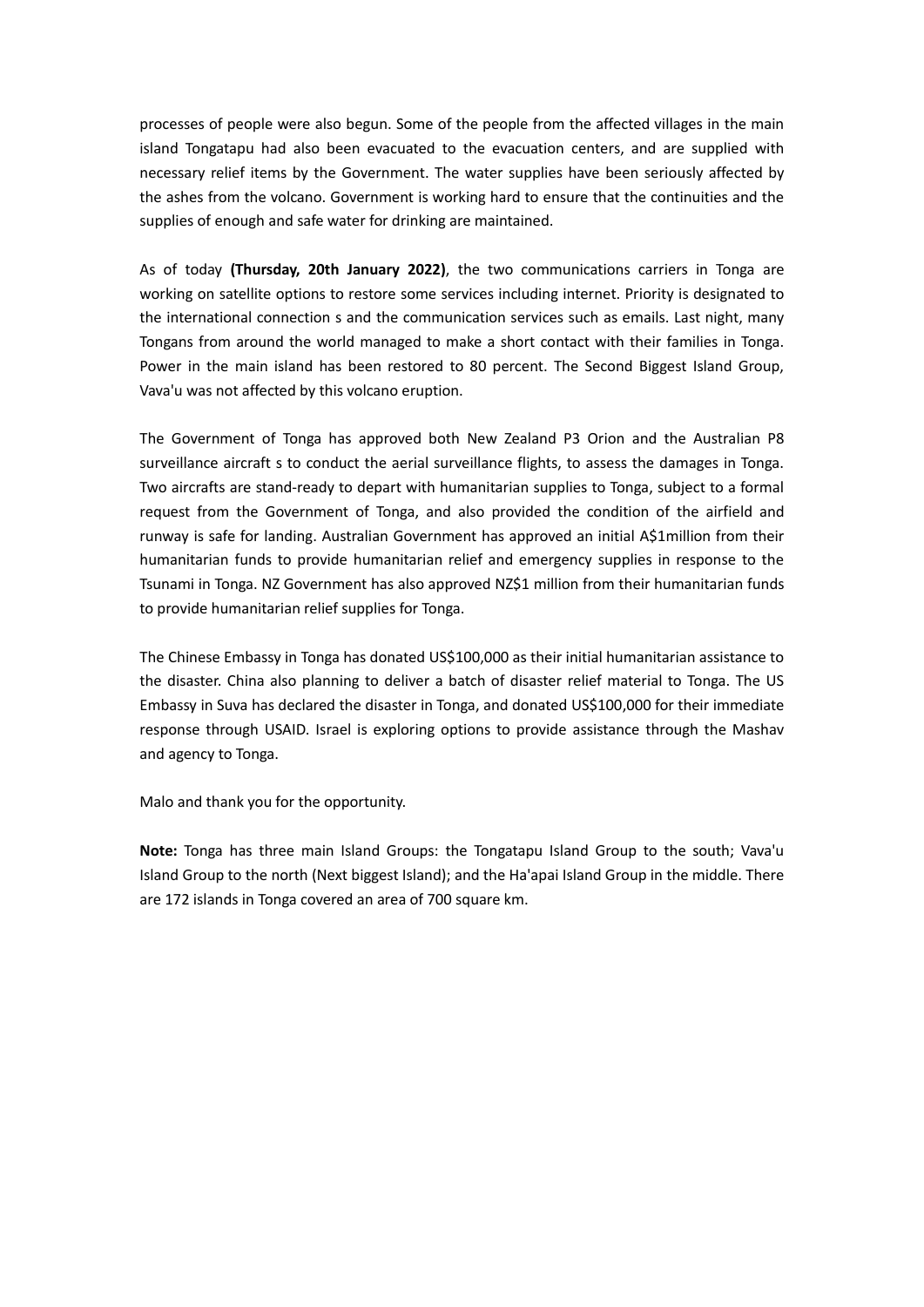processes of people were also begun. Some of the people from the affected villages in the main island Tongatapu had also been evacuated to the evacuation centers, and are supplied with necessary relief items by the Government. The water supplies have been seriously affected by the ashes from the volcano. Government is working hard to ensure that the continuities and the supplies of enough and safe water for drinking are maintained.

As of today **(Thursday, 20th January 2022)**, the two communications carriers in Tonga are working on satellite options to restore some services including internet. Priority is designated to the international connection s and the communication services such as emails. Last night, many Tongans from around the world managed to make a short contact with their families in Tonga. Power in the main island has been restored to 80 percent. The Second Biggest Island Group, Vava'u was not affected by this volcano eruption.

The Government of Tonga has approved both New Zealand P3 Orion and the Australian P8 surveillance aircraft s to conduct the aerial surveillance flights, to assess the damages in Tonga. Two aircrafts are stand-ready to depart with humanitarian supplies to Tonga, subject to a formal request from the Government of Tonga, and also provided the condition of the airfield and runway is safe for landing. Australian Government has approved an initial A$1million from their humanitarian funds to provide humanitarian relief and emergency supplies in response to the Tsunami in Tonga. NZ Government has also approved NZ$1 million from their humanitarian funds to provide humanitarian relief supplies for Tonga.

The Chinese Embassy in Tonga has donated US$100,000 as their initial humanitarian assistance to the disaster. China also planning to deliver a batch of disaster relief material to Tonga. The US Embassy in Suva has declared the disaster in Tonga, and donated US$100,000 for their immediate response through USAID. Israel is exploring options to provide assistance through the Mashav and agency to Tonga.

Malo and thank you for the opportunity.

**Note:** Tonga has three main Island Groups: the Tongatapu Island Group to the south; Vava'u Island Group to the north (Next biggest Island); and the Ha'apai Island Group in the middle. There are 172 islands in Tonga covered an area of 700 square km.